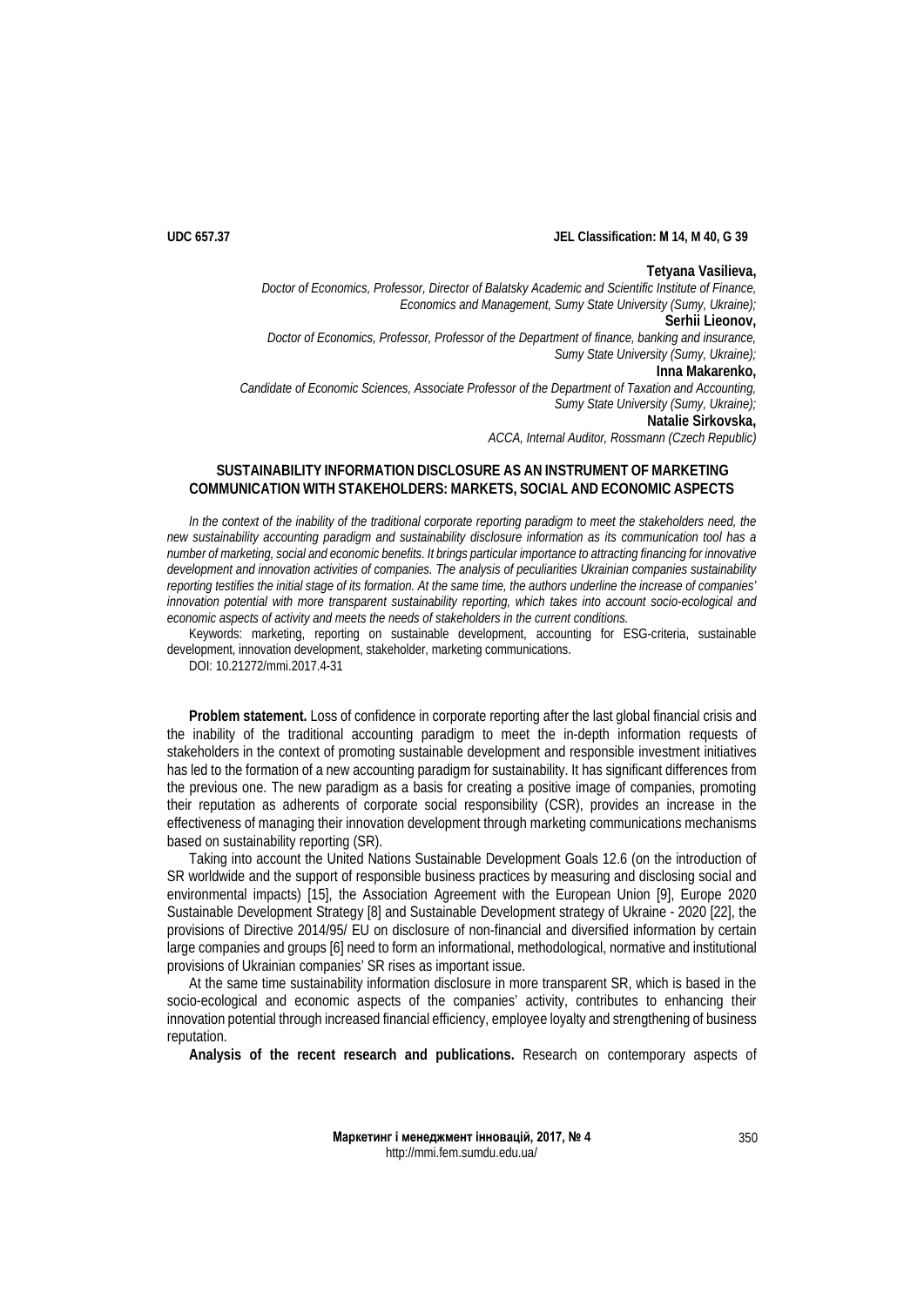UDC 657.37 JEL Classification: M 14, M 40, G 39

**Tetyana Vasilieva,**
*Doctor of Economics, Professor, Director of Balatsky Academic and Scientific Institute of Finance, Economics and Management, Sumy State University (Sumy, Ukraine);*
**Serhii Lieonov,**
*Doctor of Economics, Professor, Professor of the Department of finance, banking and insurance, Sumy State University (Sumy, Ukraine);*
**Inna Makarenko,**
*Candidate of Economic Sciences, Associate Professor of the Department of Taxation and Accounting, Sumy State University (Sumy, Ukraine);*
**Natalie Sirkovska,**
*ACCA, Internal Auditor, Rossmann (Czech Republic)*

# SUSTAINABILITY INFORMATION DISCLOSURE AS AN INSTRUMENT OF MARKETING COMMUNICATION WITH STAKEHOLDERS: MARKETS, SOCIAL AND ECONOMIC ASPECTS

*In the context of the inability of the traditional corporate reporting paradigm to meet the stakeholders need, the new sustainability accounting paradigm and sustainability disclosure information as its communication tool has a number of marketing, social and economic benefits. It brings particular importance to attracting financing for innovative development and innovation activities of companies. The analysis of peculiarities Ukrainian companies sustainability reporting testifies the initial stage of its formation. At the same time, the authors underline the increase of companies' innovation potential with more transparent sustainability reporting, which takes into account socio-ecological and economic aspects of activity and meets the needs of stakeholders in the current conditions.*

Keywords: marketing, reporting on sustainable development, accounting for ESG-criteria, sustainable development, innovation development, stakeholder, marketing communications.

DOI: 10.21272/mmi.2017.4-31

**Problem statement.** Loss of confidence in corporate reporting after the last global financial crisis and the inability of the traditional accounting paradigm to meet the in-depth information requests of stakeholders in the context of promoting sustainable development and responsible investment initiatives has led to the formation of a new accounting paradigm for sustainability. It has significant differences from the previous one. The new paradigm as a basis for creating a positive image of companies, promoting their reputation as adherents of corporate social responsibility (CSR), provides an increase in the effectiveness of managing their innovation development through marketing communications mechanisms based on sustainability reporting (SR).

Taking into account the United Nations Sustainable Development Goals 12.6 (on the introduction of SR worldwide and the support of responsible business practices by measuring and disclosing social and environmental impacts) [15], the Association Agreement with the European Union [9], Europe 2020 Sustainable Development Strategy [8] and Sustainable Development strategy of Ukraine - 2020 [22], the provisions of Directive 2014/95/ EU on disclosure of non-financial and diversified information by certain large companies and groups [6] need to form an informational, methodological, normative and institutional provisions of Ukrainian companies' SR rises as important issue.

At the same time sustainability information disclosure in more transparent SR, which is based in the socio-ecological and economic aspects of the companies' activity, contributes to enhancing their innovation potential through increased financial efficiency, employee loyalty and strengthening of business reputation.

**Analysis of the recent research and publications.** Research on contemporary aspects of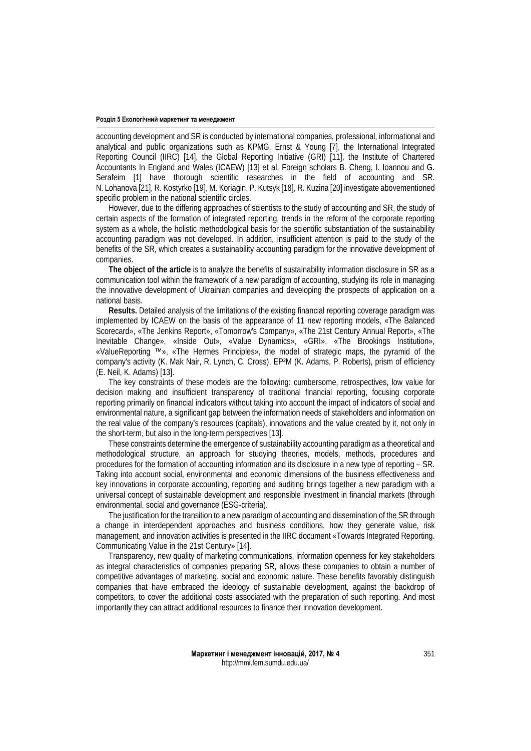accounting development and SR is conducted by international companies, professional, informational and analytical and public organizations such as KPMG, Ernst & Young [7], the International Integrated Reporting Council (IIRC) [14], the Global Reporting Initiative (GRI) [11], the Institute of Chartered Accountants In England and Wales (ICAEW) [13] et al. Foreign scholars B. Cheng, I. Ioannou and G. Serafeim [1] have thorough scientific researches in the field of accounting and SR. N. Lohanova [21], R. Kostyrko [19], M. Koriagin, P. Kutsyk [18], R. Kuzina [20] investigate abovementioned specific problem in the national scientific circles.

However, due to the differing approaches of scientists to the study of accounting and SR, the study of certain aspects of the formation of integrated reporting, trends in the reform of the corporate reporting system as a whole, the holistic methodological basis for the scientific substantiation of the sustainability accounting paradigm was not developed. In addition, insufficient attention is paid to the study of the benefits of the SR, which creates a sustainability accounting paradigm for the innovative development of companies.

**The object of the article** is to analyze the benefits of sustainability information disclosure in SR as a communication tool within the framework of a new paradigm of accounting, studying its role in managing the innovative development of Ukrainian companies and developing the prospects of application on a national basis.

**Results.** Detailed analysis of the limitations of the existing financial reporting coverage paradigm was implemented by ICAEW on the basis of the appearance of 11 new reporting models, «The Balanced Scorecard», «The Jenkins Report», «Tomorrow's Company», «The 21st Century Annual Report», «The Inevitable Change», «Inside Out», «Value Dynamics», «GRI», «The Brookings Institution», «ValueReporting ™», «The Hermes Principles», the model of strategic maps, the pyramid of the company's activity (K. Mak Nair, R. Lynch, C. Cross), EP²M (K. Adams, P. Roberts), prism of efficiency (E. Neil, K. Adams) [13].

The key constraints of these models are the following: cumbersome, retrospectives, low value for decision making and insufficient transparency of traditional financial reporting, focusing corporate reporting primarily on financial indicators without taking into account the impact of indicators of social and environmental nature, a significant gap between the information needs of stakeholders and information on the real value of the company's resources (capitals), innovations and the value created by it, not only in the short-term, but also in the long-term perspectives [13].

These constraints determine the emergence of sustainability accounting paradigm as a theoretical and methodological structure, an approach for studying theories, models, methods, procedures and procedures for the formation of accounting information and its disclosure in a new type of reporting – SR. Taking into account social, environmental and economic dimensions of the business effectiveness and key innovations in corporate accounting, reporting and auditing brings together a new paradigm with a universal concept of sustainable development and responsible investment in financial markets (through environmental, social and governance (ESG-criteria).

The justification for the transition to a new paradigm of accounting and dissemination of the SR through a change in interdependent approaches and business conditions, how they generate value, risk management, and innovation activities is presented in the IIRC document «Towards Integrated Reporting. Communicating Value in the 21st Century» [14].

Transparency, new quality of marketing communications, information openness for key stakeholders as integral characteristics of companies preparing SR, allows these companies to obtain a number of competitive advantages of marketing, social and economic nature. These benefits favorably distinguish companies that have embraced the ideology of sustainable development, against the backdrop of competitors, to cover the additional costs associated with the preparation of such reporting. And most importantly they can attract additional resources to finance their innovation development.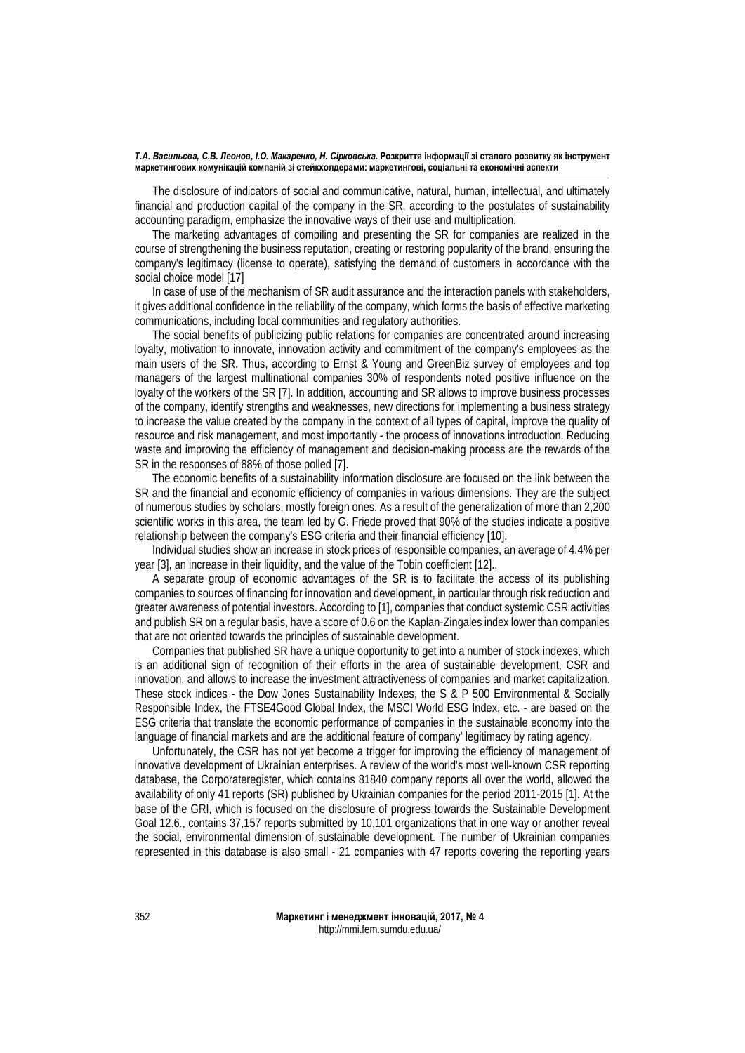The disclosure of indicators of social and communicative, natural, human, intellectual, and ultimately financial and production capital of the company in the SR, according to the postulates of sustainability accounting paradigm, emphasize the innovative ways of their use and multiplication.

The marketing advantages of compiling and presenting the SR for companies are realized in the course of strengthening the business reputation, creating or restoring popularity of the brand, ensuring the company's legitimacy (license to operate), satisfying the demand of customers in accordance with the social choice model [17]

In case of use of the mechanism of SR audit assurance and the interaction panels with stakeholders, it gives additional confidence in the reliability of the company, which forms the basis of effective marketing communications, including local communities and regulatory authorities.

The social benefits of publicizing public relations for companies are concentrated around increasing loyalty, motivation to innovate, innovation activity and commitment of the company's employees as the main users of the SR. Thus, according to Ernst & Young and GreenBiz survey of employees and top managers of the largest multinational companies 30% of respondents noted positive influence on the loyalty of the workers of the SR [7]. In addition, accounting and SR allows to improve business processes of the company, identify strengths and weaknesses, new directions for implementing a business strategy to increase the value created by the company in the context of all types of capital, improve the quality of resource and risk management, and most importantly - the process of innovations introduction. Reducing waste and improving the efficiency of management and decision-making process are the rewards of the SR in the responses of 88% of those polled [7].

The economic benefits of a sustainability information disclosure are focused on the link between the SR and the financial and economic efficiency of companies in various dimensions. They are the subject of numerous studies by scholars, mostly foreign ones. As a result of the generalization of more than 2,200 scientific works in this area, the team led by G. Friede proved that 90% of the studies indicate a positive relationship between the company's ESG criteria and their financial efficiency [10].

Individual studies show an increase in stock prices of responsible companies, an average of 4.4% per year [3], an increase in their liquidity, and the value of the Tobin coefficient [12]..

A separate group of economic advantages of the SR is to facilitate the access of its publishing companies to sources of financing for innovation and development, in particular through risk reduction and greater awareness of potential investors. According to [1], companies that conduct systemic CSR activities and publish SR on a regular basis, have a score of 0.6 on the Kaplan-Zingales index lower than companies that are not oriented towards the principles of sustainable development.

Companies that published SR have a unique opportunity to get into a number of stock indexes, which is an additional sign of recognition of their efforts in the area of sustainable development, CSR and innovation, and allows to increase the investment attractiveness of companies and market capitalization. These stock indices - the Dow Jones Sustainability Indexes, the S & P 500 Environmental & Socially Responsible Index, the FTSE4Good Global Index, the MSCI World ESG Index, etc. - are based on the ESG criteria that translate the economic performance of companies in the sustainable economy into the language of financial markets and are the additional feature of company' legitimacy by rating agency.

Unfortunately, the CSR has not yet become a trigger for improving the efficiency of management of innovative development of Ukrainian enterprises. A review of the world's most well-known CSR reporting database, the Corporateregister, which contains 81840 company reports all over the world, allowed the availability of only 41 reports (SR) published by Ukrainian companies for the period 2011-2015 [1]. At the base of the GRI, which is focused on the disclosure of progress towards the Sustainable Development Goal 12.6., contains 37,157 reports submitted by 10,101 organizations that in one way or another reveal the social, environmental dimension of sustainable development. The number of Ukrainian companies represented in this database is also small - 21 companies with 47 reports covering the reporting years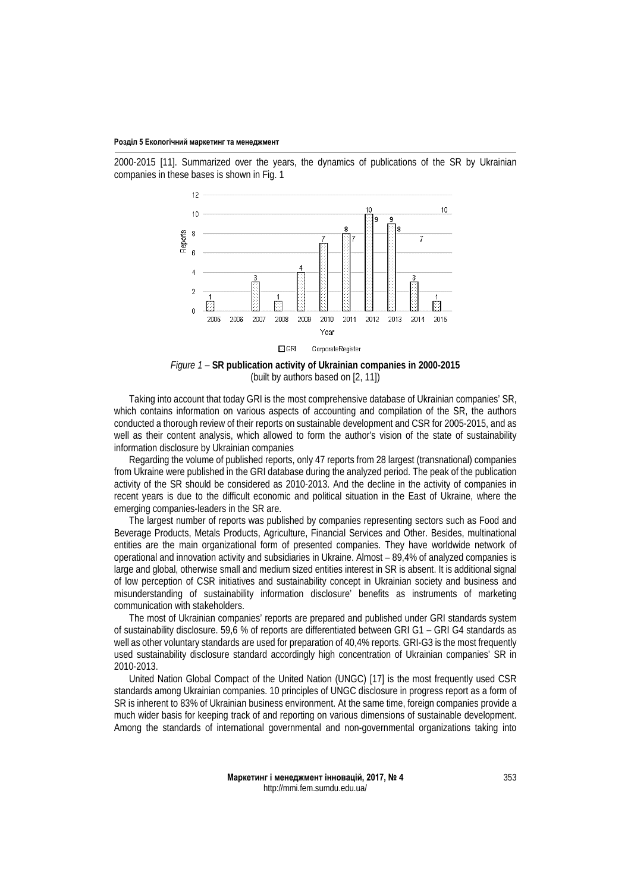2000-2015 [11]. Summarized over the years, the dynamics of publications of the SR by Ukrainian companies in these bases is shown in Fig. 1

*Figure 1* – **SR publication activity of Ukrainian companies in 2000-2015**
(built by authors based on [2, 11])

Taking into account that today GRI is the most comprehensive database of Ukrainian companies' SR, which contains information on various aspects of accounting and compilation of the SR, the authors conducted a thorough review of their reports on sustainable development and CSR for 2005-2015, and as well as their content analysis, which allowed to form the author's vision of the state of sustainability information disclosure by Ukrainian companies

Regarding the volume of published reports, only 47 reports from 28 largest (transnational) companies from Ukraine were published in the GRI database during the analyzed period. The peak of the publication activity of the SR should be considered as 2010-2013. And the decline in the activity of companies in recent years is due to the difficult economic and political situation in the East of Ukraine, where the emerging companies-leaders in the SR are.

The largest number of reports was published by companies representing sectors such as Food and Beverage Products, Metals Products, Agriculture, Financial Services and Other. Besides, multinational entities are the main organizational form of presented companies. They have worldwide network of operational and innovation activity and subsidiaries in Ukraine. Almost – 89,4% of analyzed companies is large and global, otherwise small and medium sized entities interest in SR is absent. It is additional signal of low perception of CSR initiatives and sustainability concept in Ukrainian society and business and misunderstanding of sustainability information disclosure' benefits as instruments of marketing communication with stakeholders.

The most of Ukrainian companies' reports are prepared and published under GRI standards system of sustainability disclosure. 59,6 % of reports are differentiated between GRI G1 – GRI G4 standards as well as other voluntary standards are used for preparation of 40,4% reports. GRI-G3 is the most frequently used sustainability disclosure standard accordingly high concentration of Ukrainian companies' SR in 2010-2013.

United Nation Global Compact of the United Nation (UNGC) [17] is the most frequently used CSR standards among Ukrainian companies. 10 principles of UNGC disclosure in progress report as a form of SR is inherent to 83% of Ukrainian business environment. At the same time, foreign companies provide a much wider basis for keeping track of and reporting on various dimensions of sustainable development. Among the standards of international governmental and non-governmental organizations taking into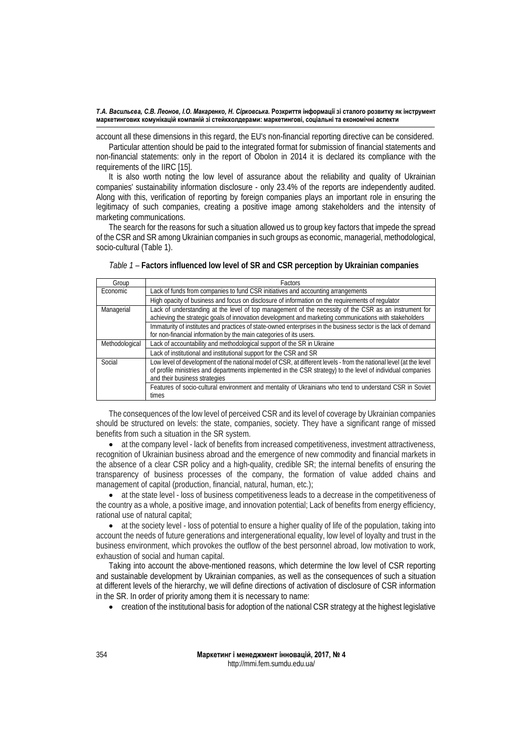account all these dimensions in this regard, the EU's non-financial reporting directive can be considered.

Particular attention should be paid to the integrated format for submission of financial statements and non-financial statements: only in the report of Obolon in 2014 it is declared its compliance with the requirements of the IIRC [15].

It is also worth noting the low level of assurance about the reliability and quality of Ukrainian companies' sustainability information disclosure - only 23.4% of the reports are independently audited. Along with this, verification of reporting by foreign companies plays an important role in ensuring the legitimacy of such companies, creating a positive image among stakeholders and the intensity of marketing communications.

The search for the reasons for such a situation allowed us to group key factors that impede the spread of the CSR and SR among Ukrainian companies in such groups as economic, managerial, methodological, socio-cultural (Table 1).

*Table 1* – **Factors influenced low level of SR and CSR perception by Ukrainian companies**

| Group | Factors |
|---|---|
| Economic | Lack of funds from companies to fund CSR initiatives and accounting arrangements |
| | High opacity of business and focus on disclosure of information on the requirements of regulator |
| Managerial | Lack of understanding at the level of top management of the necessity of the CSR as an instrument for achieving the strategic goals of innovation development and marketing communications with stakeholders |
| | Immaturity of institutes and practices of state-owned enterprises in the business sector is the lack of demand for non-financial information by the main categories of its users. |
| Methodological | Lack of accountability and methodological support of the SR in Ukraine |
| | Lack of institutional and institutional support for the CSR and SR |
| Social | Low level of development of the national model of CSR, at different levels - from the national level (at the level of profile ministries and departments implemented in the CSR strategy) to the level of individual companies and their business strategies |
| | Features of socio-cultural environment and mentality of Ukrainians who tend to understand CSR in Soviet times |

The consequences of the low level of perceived CSR and its level of coverage by Ukrainian companies should be structured on levels: the state, companies, society. They have a significant range of missed benefits from such a situation in the SR system.

- at the company level - lack of benefits from increased competitiveness, investment attractiveness, recognition of Ukrainian business abroad and the emergence of new commodity and financial markets in the absence of a clear CSR policy and a high-quality, credible SR; the internal benefits of ensuring the transparency of business processes of the company, the formation of value added chains and management of capital (production, financial, natural, human, etc.);
- at the state level - loss of business competitiveness leads to a decrease in the competitiveness of the country as a whole, a positive image, and innovation potential; Lack of benefits from energy efficiency, rational use of natural capital;
- at the society level - loss of potential to ensure a higher quality of life of the population, taking into account the needs of future generations and intergenerational equality, low level of loyalty and trust in the business environment, which provokes the outflow of the best personnel abroad, low motivation to work, exhaustion of social and human capital.

Taking into account the above-mentioned reasons, which determine the low level of CSR reporting and sustainable development by Ukrainian companies, as well as the consequences of such a situation at different levels of the hierarchy, we will define directions of activation of disclosure of CSR information in the SR. In order of priority among them it is necessary to name:

- creation of the institutional basis for adoption of the national CSR strategy at the highest legislative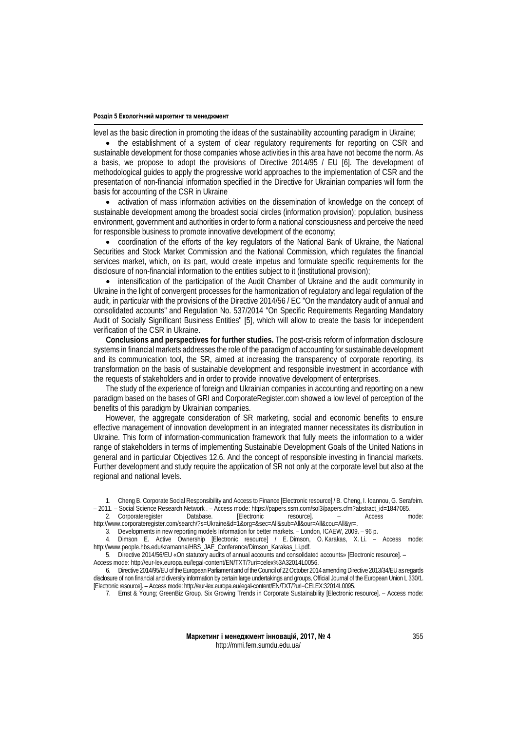level as the basic direction in promoting the ideas of the sustainability accounting paradigm in Ukraine;

- the establishment of a system of clear regulatory requirements for reporting on CSR and sustainable development for those companies whose activities in this area have not become the norm. As a basis, we propose to adopt the provisions of Directive 2014/95 / EU [6]. The development of methodological guides to apply the progressive world approaches to the implementation of CSR and the presentation of non-financial information specified in the Directive for Ukrainian companies will form the basis for accounting of the CSR in Ukraine
- activation of mass information activities on the dissemination of knowledge on the concept of sustainable development among the broadest social circles (information provision): population, business environment, government and authorities in order to form a national consciousness and perceive the need for responsible business to promote innovative development of the economy;
- coordination of the efforts of the key regulators of the National Bank of Ukraine, the National Securities and Stock Market Commission and the National Commission, which regulates the financial services market, which, on its part, would create impetus and formulate specific requirements for the disclosure of non-financial information to the entities subject to it (institutional provision);
- intensification of the participation of the Audit Chamber of Ukraine and the audit community in Ukraine in the light of convergent processes for the harmonization of regulatory and legal regulation of the audit, in particular with the provisions of the Directive 2014/56 / EC "On the mandatory audit of annual and consolidated accounts" and Regulation No. 537/2014 "On Specific Requirements Regarding Mandatory Audit of Socially Significant Business Entities" [5], which will allow to create the basis for independent verification of the CSR in Ukraine.

**Conclusions and perspectives for further studies.** The post-crisis reform of information disclosure systems in financial markets addresses the role of the paradigm of accounting for sustainable development and its communication tool, the SR, aimed at increasing the transparency of corporate reporting, its transformation on the basis of sustainable development and responsible investment in accordance with the requests of stakeholders and in order to provide innovative development of enterprises.

The study of the experience of foreign and Ukrainian companies in accounting and reporting on a new paradigm based on the bases of GRI and CorporateRegister.com showed a low level of perception of the benefits of this paradigm by Ukrainian companies.

However, the aggregate consideration of SR marketing, social and economic benefits to ensure effective management of innovation development in an integrated manner necessitates its distribution in Ukraine. This form of information-communication framework that fully meets the information to a wider range of stakeholders in terms of implementing Sustainable Development Goals of the United Nations in general and in particular Objectives 12.6. And the concept of responsible investing in financial markets. Further development and study require the application of SR not only at the corporate level but also at the regional and national levels.

1. Cheng B. Corporate Social Responsibility and Access to Finance [Electronic resource] / B. Cheng, I. Ioannou, G. Serafeim. – 2011. – Social Science Research Network . – Access mode: https://papers.ssrn.com/sol3/papers.cfm?abstract_id=1847085.
2. Corporateregister Database. [Electronic resource]. – Access mode: http://www.corporateregister.com/search/?s=Ukraine&d=1&org=&sec=All&sub=All&our=All&cou=All&yr=.
3. Developments in new reporting models Information for better markets. – London, ICAEW, 2009. – 96 p.
4. Dimson E. Active Ownership [Electronic resource] / E. Dimson, O. Karakas, X. Li. – Access mode: http://www.people.hbs.edu/kramanna/HBS_JAE_Conference/Dimson_Karakas_Li.pdf.
5. Directive 2014/56/EU «On statutory audits of annual accounts and consolidated accounts» [Electronic resource]. – Access mode: http://eur-lex.europa.eu/legal-content/EN/TXT/?uri=celex%3A32014L0056.
6. Directive 2014/95/EU of the European Parliament and of the Council of 22 October 2014 amending Directive 2013/34/EU as regards disclosure of non financial and diversity information by certain large undertakings and groups, Official Journal of the European Union L 330/1. [Electronic resource]. – Access mode: http://eur-lex.europa.eu/legal-content/EN/TXT/?uri=CELEX:32014L0095.
7. Ernst & Young; GreenBiz Group. Six Growing Trends in Corporate Sustainability [Electronic resource]. – Access mode: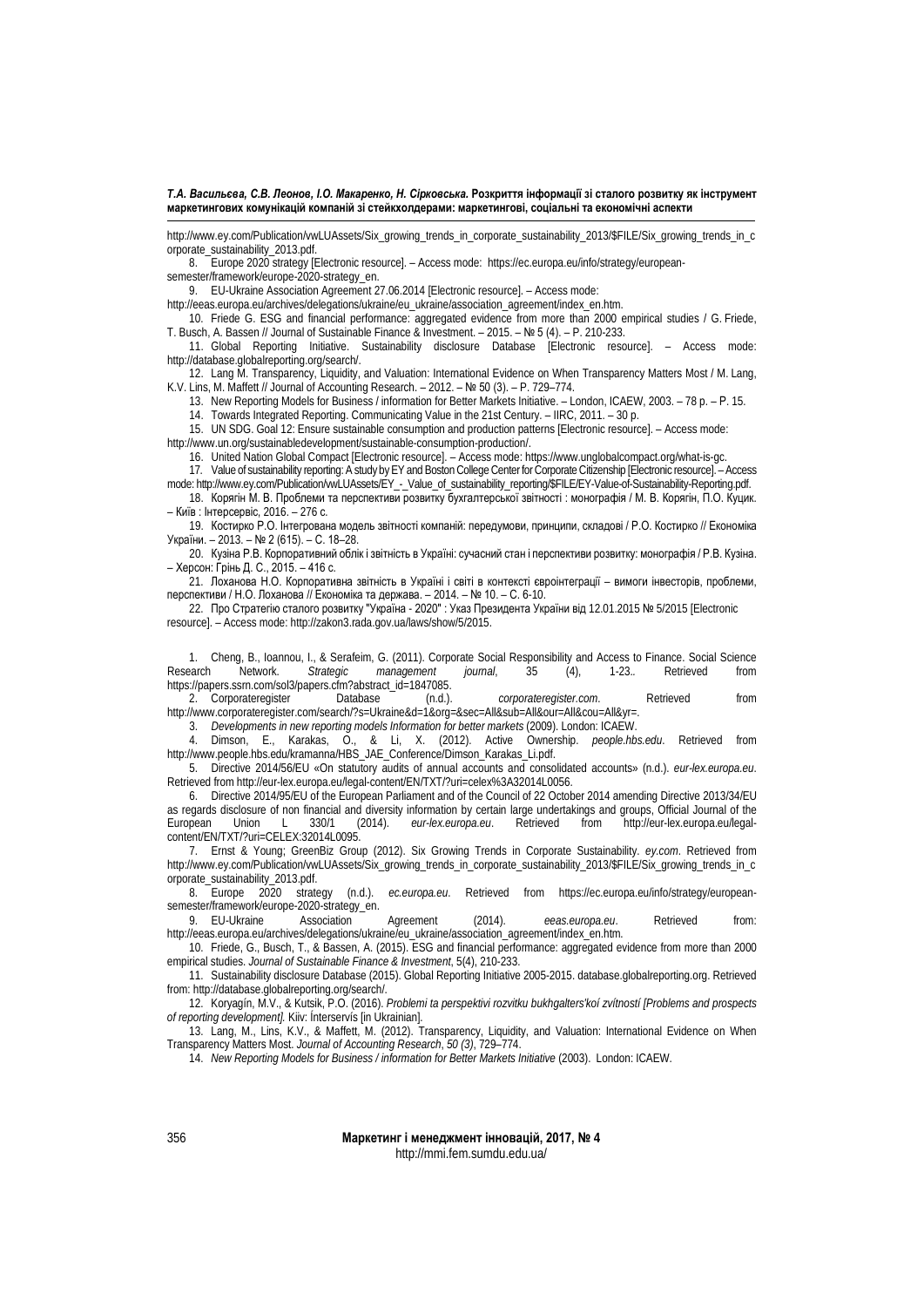http://www.ey.com/Publication/vwLUAssets/Six_growing_trends_in_corporate_sustainability_2013/$FILE/Six_growing_trends_in_corporate_sustainability_2013.pdf.

8. Europe 2020 strategy [Electronic resource]. – Access mode: https://ec.europa.eu/info/strategy/european-semester/framework/europe-2020-strategy_en.

9. EU-Ukraine Association Agreement 27.06.2014 [Electronic resource]. – Access mode: http://eeas.europa.eu/archives/delegations/ukraine/eu_ukraine/association_agreement/index_en.htm.

10. Friede G. ESG and financial performance: aggregated evidence from more than 2000 empirical studies / G. Friede, T. Busch, A. Bassen // Journal of Sustainable Finance & Investment. – 2015. – № 5 (4). – P. 210-233.

11. Global Reporting Initiative. Sustainability disclosure Database [Electronic resource]. – Access mode: http://database.globalreporting.org/search/.

12. Lang M. Transparency, Liquidity, and Valuation: International Evidence on When Transparency Matters Most / M. Lang, K.V. Lins, M. Maffett // Journal of Accounting Research. – 2012. – № 50 (3). – P. 729–774.

13. New Reporting Models for Business / information for Better Markets Initiative. – London, ICAEW, 2003. – 78 p. – P. 15.

14. Towards Integrated Reporting. Communicating Value in the 21st Century. – IIRC, 2011. – 30 p.

15. UN SDG. Goal 12: Ensure sustainable consumption and production patterns [Electronic resource]. – Access mode: http://www.un.org/sustainabledevelopment/sustainable-consumption-production/.

16. United Nation Global Compact [Electronic resource]. – Access mode: https://www.unglobalcompact.org/what-is-gc.

17. Value of sustainability reporting: A study by EY and Boston College Center for Corporate Citizenship [Electronic resource]. – Access mode: http://www.ey.com/Publication/vwLUAssets/EY_-_Value_of_sustainability_reporting/$FILE/EY-Value-of-Sustainability-Reporting.pdf.

18. Корягін М. В. Проблеми та перспективи розвитку бухгалтерської звітності : монографія / М. В. Корягін, П.О. Куцик. – Київ : Інтерсервіс, 2016. – 276 с.

19. Костирко Р.О. Інтегрована модель звітності компаній: передумови, принципи, складові / Р.О. Костирко // Економіка України. – 2013. – № 2 (615). – С. 18–28.

20. Кузіна Р.В. Корпоративний облік і звітність в Україні: сучасний стан і перспективи розвитку: монографія / Р.В. Кузіна. – Херсон: Грінь Д. С., 2015. – 416 с.

21. Лоханова Н.О. Корпоративна звітність в Україні і світі в контексті євроінтеграції – вимоги інвесторів, проблеми, перспективи / Н.О. Лоханова // Економіка та держава. – 2014. – № 10. – С. 6-10.

22. Про Стратегію сталого розвитку "Україна - 2020" : Указ Президента України від 12.01.2015 № 5/2015 [Electronic resource]. – Access mode: http://zakon3.rada.gov.ua/laws/show/5/2015.

1. Cheng, B., Ioannou, I., & Serafeim, G. (2011). Corporate Social Responsibility and Access to Finance. Social Science Research Network. *Strategic management journal*, 35 (4), 1-23.. Retrieved from https://papers.ssrn.com/sol3/papers.cfm?abstract_id=1847085.

2. Corporateregister Database (n.d.). *corporateregister.com*. Retrieved from http://www.corporateregister.com/search/?s=Ukraine&d=1&org=&sec=All&sub=All&our=All&cou=All&yr=.

3. *Developments in new reporting models Information for better markets* (2009). London: ICAEW.

4. Dimson, E., Karakas, O., & Li, X. (2012). Active Ownership. *people.hbs.edu*. Retrieved from http://www.people.hbs.edu/kramanna/HBS_JAE_Conference/Dimson_Karakas_Li.pdf.

5. Directive 2014/56/EU «On statutory audits of annual accounts and consolidated accounts» (n.d.). *eur-lex.europa.eu*. Retrieved from http://eur-lex.europa.eu/legal-content/EN/TXT/?uri=celex%3A32014L0056.

6. Directive 2014/95/EU of the European Parliament and of the Council of 22 October 2014 amending Directive 2013/34/EU as regards disclosure of non financial and diversity information by certain large undertakings and groups, Official Journal of the European Union L 330/1 (2014). *eur-lex.europa.eu*. Retrieved from http://eur-lex.europa.eu/legal-content/EN/TXT/?uri=CELEX:32014L0095.

7. Ernst & Young; GreenBiz Group (2012). Six Growing Trends in Corporate Sustainability. *ey.com*. Retrieved from http://www.ey.com/Publication/vwLUAssets/Six_growing_trends_in_corporate_sustainability_2013/$FILE/Six_growing_trends_in_corporate_sustainability_2013.pdf.

8. Europe 2020 strategy (n.d.). *ec.europa.eu*. Retrieved from https://ec.europa.eu/info/strategy/european-semester/framework/europe-2020-strategy_en.

9. EU-Ukraine Association Agreement (2014). *eeas.europa.eu*. Retrieved from: http://eeas.europa.eu/archives/delegations/ukraine/eu_ukraine/association_agreement/index_en.htm.

10. Friede, G., Busch, T., & Bassen, A. (2015). ESG and financial performance: aggregated evidence from more than 2000 empirical studies. *Journal of Sustainable Finance & Investment*, 5(4), 210-233.

11. Sustainability disclosure Database (2015). Global Reporting Initiative 2005-2015. database.globalreporting.org. Retrieved from: http://database.globalreporting.org/search/.

12. Koryagín, M.V., & Kutsik, P.O. (2016). *Problemi ta perspektivi rozvitku bukhgalters'koí zvítností [Problems and prospects of reporting development].* Kiiv: Ínterservís [in Ukrainian].

13. Lang, M., Lins, K.V., & Maffett, M. (2012). Transparency, Liquidity, and Valuation: International Evidence on When Transparency Matters Most. *Journal of Accounting Research*, *50 (3)*, 729–774.

14. *New Reporting Models for Business / information for Better Markets Initiative* (2003). London: ICAEW.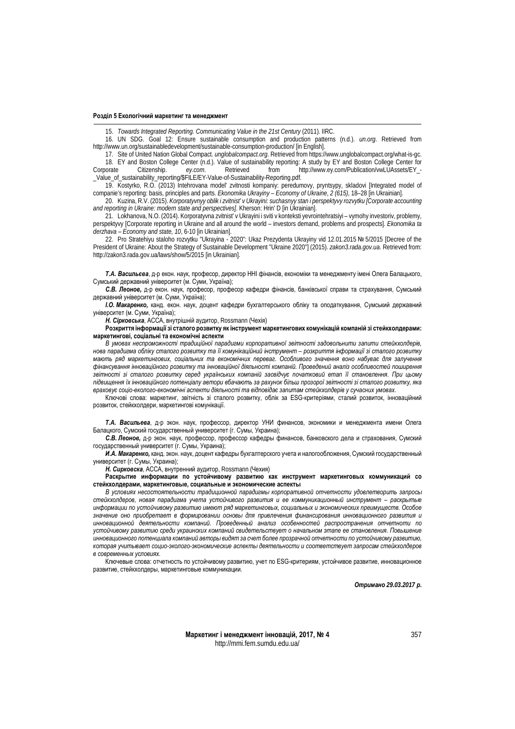15. *Towards Integrated Reporting. Communicating Value in the 21st Century* (2011). IIRC.

16. UN SDG. Goal 12: Ensure sustainable consumption and production patterns (n.d.). *un.org*. Retrieved from http://www.un.org/sustainabledevelopment/sustainable-consumption-production/ [in English].

17. Site of United Nation Global Compact. *unglobalcompact.org*. Retrieved from https://www.unglobalcompact.org/what-is-gc.

18. EY and Boston College Center (n.d.). Value of sustainability reporting: A study by EY and Boston College Center for Corporate Citizenship. *ey.com*. Retrieved from http://www.ey.com/Publication/vwLUAssets/EY_-_Value_of_sustainability_reporting/$FILE/EY-Value-of-Sustainability-Reporting.pdf.

19. Kostyrko, R.O. (2013) Intehrovana model' zvitnosti kompaniy: peredumovy, pryntsypy, skladovi [Integrated model of companie's reporting: basis, principles and parts. *Ekonomika Ukrayiny – Economy of Ukraine*, *2 (615)*, 18–28 [in Ukrainian].

20. Kuzina, R.V. (2015). *Korporatyvnyy oblik i zvitnist' v Ukrayini: suchasnyy stan i perspektyvy rozvytku [Corporate accounting and reporting in Ukraine: modern state and perspectives]*. Kherson: Hrin' D [in Ukrainian].

21. Lokhanova, N.O. (2014). Korporatyvna zvitnist' v Ukrayini i sviti v konteksti yevrointehratsiyi – vymohy investoriv, problemy, perspektyvy [Corporate reporting in Ukraine and all around the world – investors demand, problems and prospects]. *Ekonomika ta derzhava – Economy and state, 10*, 6-10 [in Ukrainian].

22. Pro Stratehiyu staloho rozvytku "Ukrayina - 2020": Ukaz Prezydenta Ukrayiny vid 12.01.2015 № 5/2015 [Decree of the President of Ukraine: About the Strategy of Sustainable Development "Ukraine 2020"] (2015). *zakon3.rada.gov.ua*. Retrieved from: http://zakon3.rada.gov.ua/laws/show/5/2015 [in Ukrainian].

***Т.А. Васильєва***, д-р екон. наук, професор, директор ННІ фінансів, економіки та менеджменту імені Олега Балацького, Сумський державний університет (м. Суми, Україна);

***С.В. Леонов,*** д-р екон. наук, професор, професор кафедри фінансів, банківської справи та страхування, Сумський державний університет (м. Суми, Україна);

***І.О. Макаренко,*** канд. екон. наук, доцент кафедри бухгалтерського обліку та оподаткування, Сумський державний університет (м. Суми, Україна);

***Н. Сірковська***, ACCA, внутрішній аудитор, Rossmann (Чехія)

**Розкриття інформації зі сталого розвитку як інструмент маркетингових комунікацій компаній зі стейкхолдерами: маркетингові, соціальні та економічні аспекти**

*В умовах неспроможності традиційної парадигми корпоративної звітності задовольнити запити стейкхолдерів, нова парадигма обліку сталого розвитку та її комунікаційний інструмент – розкриття інформації зі сталого розвитку мають ряд маркетингових, соціальних та економічних переваг. Особливого значення воно набуває для залучення фінансування інноваційного розвитку та інноваційної діяльності компаній. Проведений аналіз особливостей поширення звітності зі сталого розвитку серед українських компаній засвідчує початковий етап її становлення. При цьому підвищення їх інноваційного потенціалу автори вбачають за рахунок більш прозорої звітності зі сталого розвитку, яка враховує соціо-еколого-економічні аспекти діяльності та відповідає запитам стейкхолдерів у сучасних умовах.*

Ключові слова: маркетинг, звітність зі сталого розвитку, облік за ESG-критеріями, сталий розвиток, інноваційний розвиток, стейкхолдери, маркетингові комунікації.

***Т.А. Васильева***, д-р экон. наук, профессор, директор УНИ финансов, экономики и менеджмента имени Олега Балацкого, Сумский государственный университет (г. Сумы, Украина);

***С.В. Леонов,*** д-р экон. наук, профессор, профессор кафедры финансов, банковского дела и страхования, Сумский государственный университет (г. Сумы, Украина);

***И.А. Макаренко,*** канд. экон. наук, доцент кафедры бухгалтерского учета и налогообложения, Сумский государственный университет (г. Сумы, Украина);

***Н. Сирковска***, ACCA, внутренний аудитор, Rossmann (Чехия)

**Раскрытие информации по устойчивому развитию как инструмент маркетинговых коммуникаций со стейкхолдерами, маркетинговые, социальные и экономические аспекты**

*В условиях несостоятельности традиционной парадигмы корпоративной отчетности удовлетворить запросы стейкхолдеров, новая парадигма учета устойчивого развития и ее коммуникационный инструмент – раскрытые информации по устойчивому развитию имеют ряд маркетинговых, социальных и экономических преимуществ. Особое значение оно приобретает в формировании основы для привлечения финансирования инновационного развития и инновационной деятельности компаний. Проведенный анализ особенностей распространения отчетности по устойчивому развитию среди украинских компаний свидетельствует о начальном этапе ее становления. Повышение инновационного потенциала компаний авторы видят за счет более прозрачной отчетности по устойчивому развитию, которая учитывает социо-эколого-экономические аспекты деятельности и соответствует запросам стейкхолдеров в современных условиях.*

Ключевые слова: отчетность по устойчивому развитию, учет по ESG-критериям, устойчивое развитие, инновационное развитие, стейкхолдеры, маркетинговые коммуникации.

***Отримано 29.03.2017 р.***